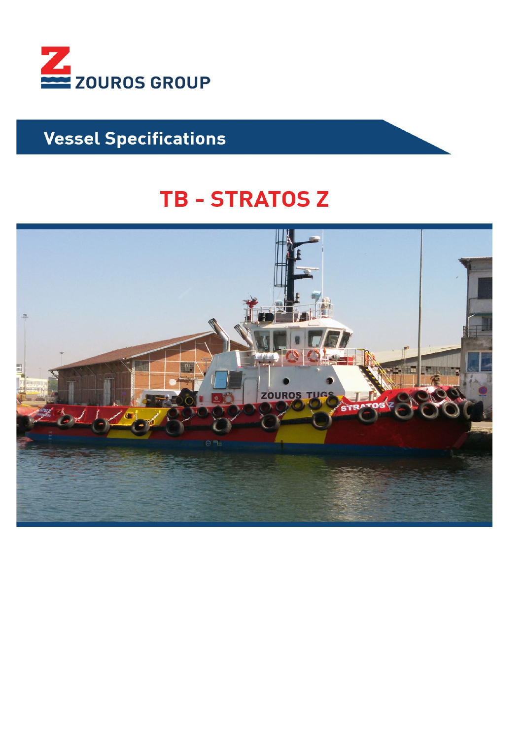ZOUROS GROUP

## Vessel Specifications

# TB - STRATOS Z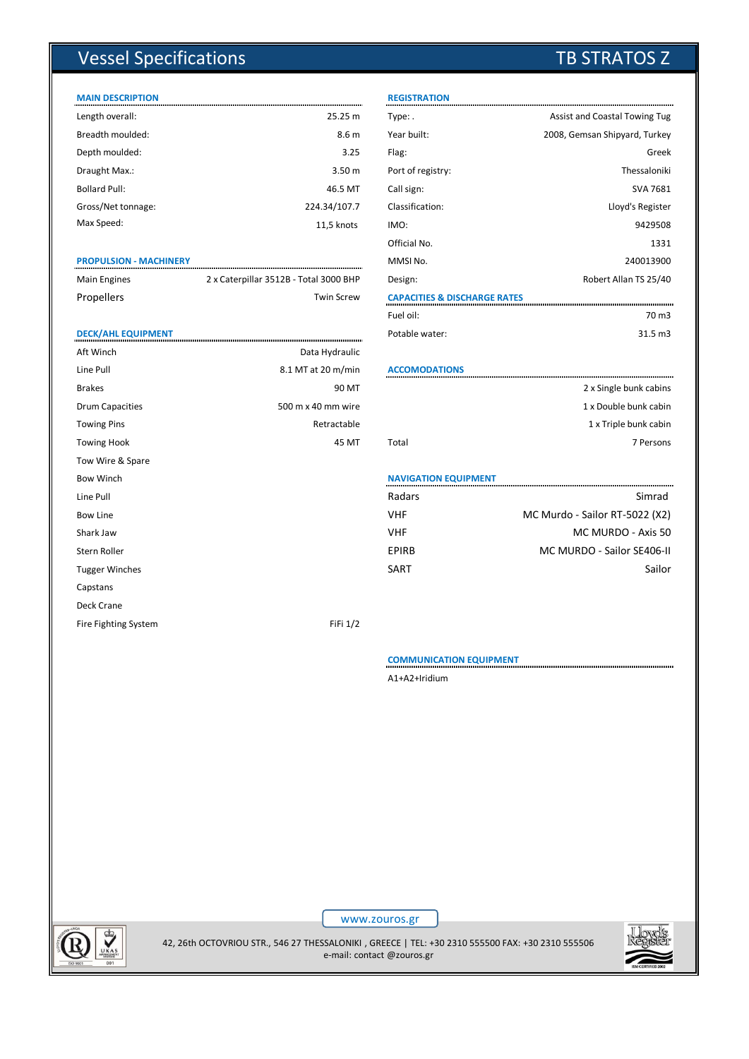# Vessel Specifications

## TB STRATOS Z

### MAIN DESCRIPTION

| | |
|---|---|
| Length overall: | 25.25 m |
| Breadth moulded: | 8.6 m |
| Depth moulded: | 3.25 |
| Draught Max.: | 3.50 m |
| Bollard Pull: | 46.5 MT |
| Gross/Net tonnage: | 224.34/107.7 |
| Max Speed: | 11,5 knots |

### PROPULSION - MACHINERY

| | |
|---|---|
| Main Engines | 2 x Caterpillar 3512B - Total 3000 BHP |
| Propellers | Twin Screw |

### DECK/AHL EQUIPMENT

| | |
|---|---|
| Aft Winch | Data Hydraulic |
| Line Pull | 8.1 MT at 20 m/min |
| Brakes | 90 MT |
| Drum Capacities | 500 m x 40 mm wire |
| Towing Pins | Retractable |
| Towing Hook | 45 MT |
| Tow Wire & Spare | |
| Bow Winch | |
| Line Pull | |
| Bow Line | |
| Shark Jaw | |
| Stern Roller | |
| Tugger Winches | |
| Capstans | |
| Deck Crane | |
| Fire Fighting System | FiFi 1/2 |

### REGISTRATION

| | |
|---|---|
| Type: . | Assist and Coastal Towing Tug |
| Year built: | 2008, Gemsan Shipyard, Turkey |
| Flag: | Greek |
| Port of registry: | Thessaloniki |
| Call sign: | SVA 7681 |
| Classification: | Lloyd's Register |
| IMO: | 9429508 |
| Official No. | 1331 |
| MMSI No. | 240013900 |
| Design: | Robert Allan TS 25/40 |

### CAPACITIES & DISCHARGE RATES

| | |
|---|---|
| Fuel oil: | 70 m3 |
| Potable water: | 31.5 m3 |

### ACCOMODATIONS

| | |
|---|---|
| | 2 x Single bunk cabins |
| | 1 x Double bunk cabin |
| | 1 x Triple bunk cabin |
| Total | 7 Persons |

### NAVIGATION EQUIPMENT

| | |
|---|---|
| Radars | Simrad |
| VHF | MC Murdo - Sailor RT-5022 (X2) |
| VHF | MC MURDO - Axis 50 |
| EPIRB | MC MURDO - Sailor SE406-II |
| SART | Sailor |

### COMMUNICATION EQUIPMENT

A1+A2+Iridium

www.zouros.gr

42, 26th OCTOVRIOU STR., 546 27 THESSALONIKI , GREECE | TEL: +30 2310 555500 FAX: +30 2310 555506
e-mail: contact @zouros.gr